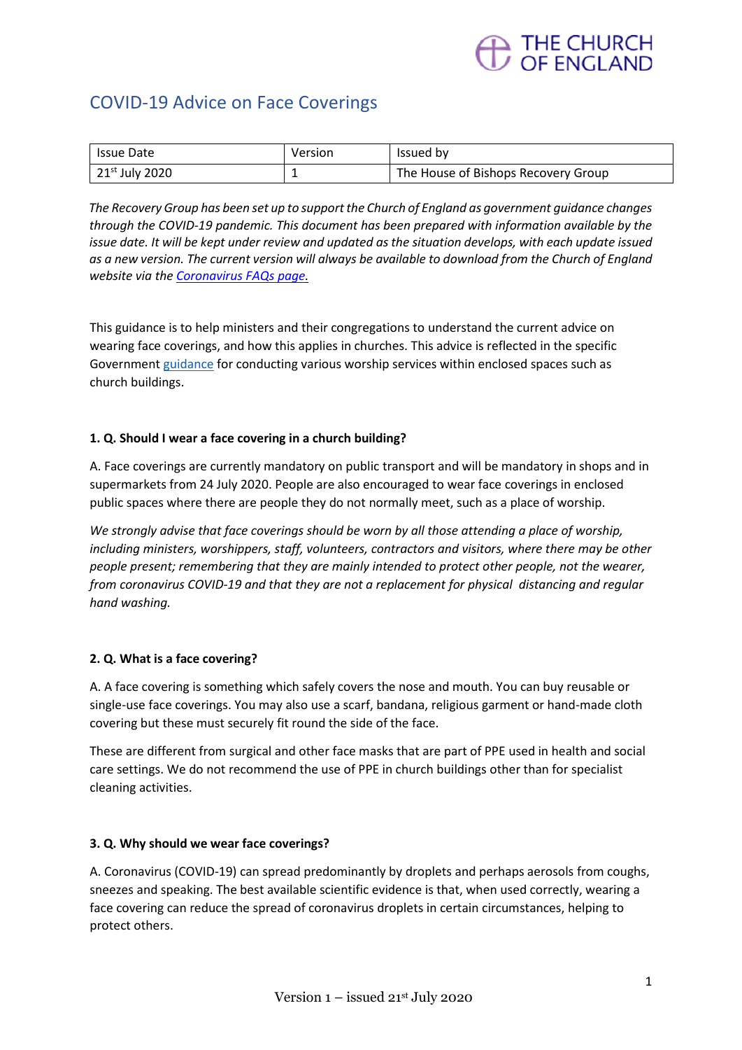# COVID-19 Advice on Face Coverings

| Issue Date | Version | Issued by |
|---|---|---|
| 21st July 2020 | 1 | The House of Bishops Recovery Group |

*The Recovery Group has been set up to support the Church of England as government guidance changes through the COVID-19 pandemic. This document has been prepared with information available by the issue date. It will be kept under review and updated as the situation develops, with each update issued as a new version. The current version will always be available to download from the Church of England website via the Coronavirus FAQs page.*

This guidance is to help ministers and their congregations to understand the current advice on wearing face coverings, and how this applies in churches. This advice is reflected in the specific Government guidance for conducting various worship services within enclosed spaces such as church buildings.

**1. Q. Should I wear a face covering in a church building?**

A. Face coverings are currently mandatory on public transport and will be mandatory in shops and in supermarkets from 24 July 2020. People are also encouraged to wear face coverings in enclosed public spaces where there are people they do not normally meet, such as a place of worship.

*We strongly advise that face coverings should be worn by all those attending a place of worship, including ministers, worshippers, staff, volunteers, contractors and visitors, where there may be other people present; remembering that they are mainly intended to protect other people, not the wearer, from coronavirus COVID-19 and that they are not a replacement for physical distancing and regular hand washing.*

**2. Q. What is a face covering?**

A. A face covering is something which safely covers the nose and mouth. You can buy reusable or single-use face coverings. You may also use a scarf, bandana, religious garment or hand-made cloth covering but these must securely fit round the side of the face.

These are different from surgical and other face masks that are part of PPE used in health and social care settings. We do not recommend the use of PPE in church buildings other than for specialist cleaning activities.

**3. Q. Why should we wear face coverings?**

A. Coronavirus (COVID-19) can spread predominantly by droplets and perhaps aerosols from coughs, sneezes and speaking. The best available scientific evidence is that, when used correctly, wearing a face covering can reduce the spread of coronavirus droplets in certain circumstances, helping to protect others.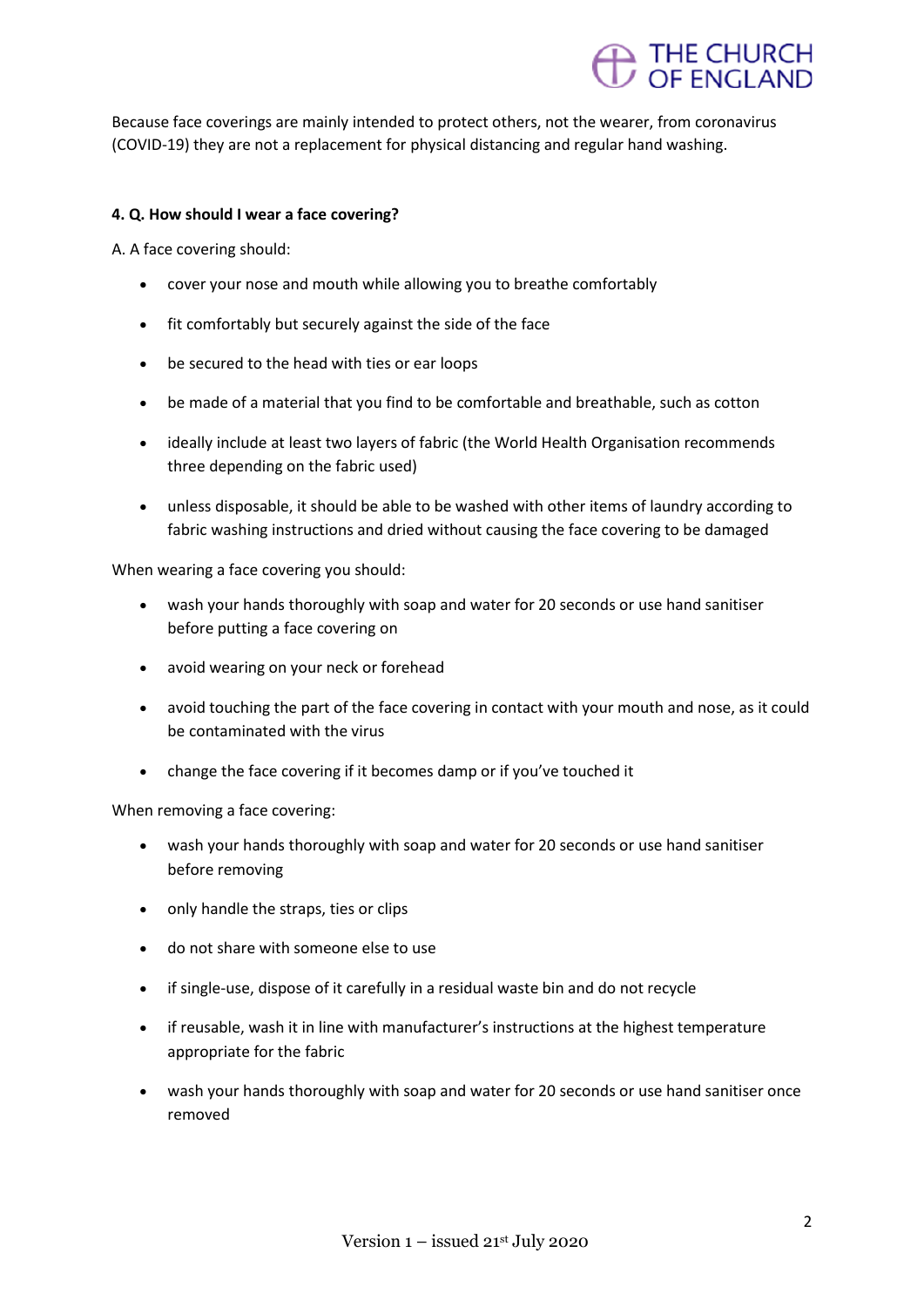Because face coverings are mainly intended to protect others, not the wearer, from coronavirus (COVID-19) they are not a replacement for physical distancing and regular hand washing.

**4. Q. How should I wear a face covering?**

A. A face covering should:

- cover your nose and mouth while allowing you to breathe comfortably
- fit comfortably but securely against the side of the face
- be secured to the head with ties or ear loops
- be made of a material that you find to be comfortable and breathable, such as cotton
- ideally include at least two layers of fabric (the World Health Organisation recommends three depending on the fabric used)
- unless disposable, it should be able to be washed with other items of laundry according to fabric washing instructions and dried without causing the face covering to be damaged

When wearing a face covering you should:

- wash your hands thoroughly with soap and water for 20 seconds or use hand sanitiser before putting a face covering on
- avoid wearing on your neck or forehead
- avoid touching the part of the face covering in contact with your mouth and nose, as it could be contaminated with the virus
- change the face covering if it becomes damp or if you've touched it

When removing a face covering:

- wash your hands thoroughly with soap and water for 20 seconds or use hand sanitiser before removing
- only handle the straps, ties or clips
- do not share with someone else to use
- if single-use, dispose of it carefully in a residual waste bin and do not recycle
- if reusable, wash it in line with manufacturer's instructions at the highest temperature appropriate for the fabric
- wash your hands thoroughly with soap and water for 20 seconds or use hand sanitiser once removed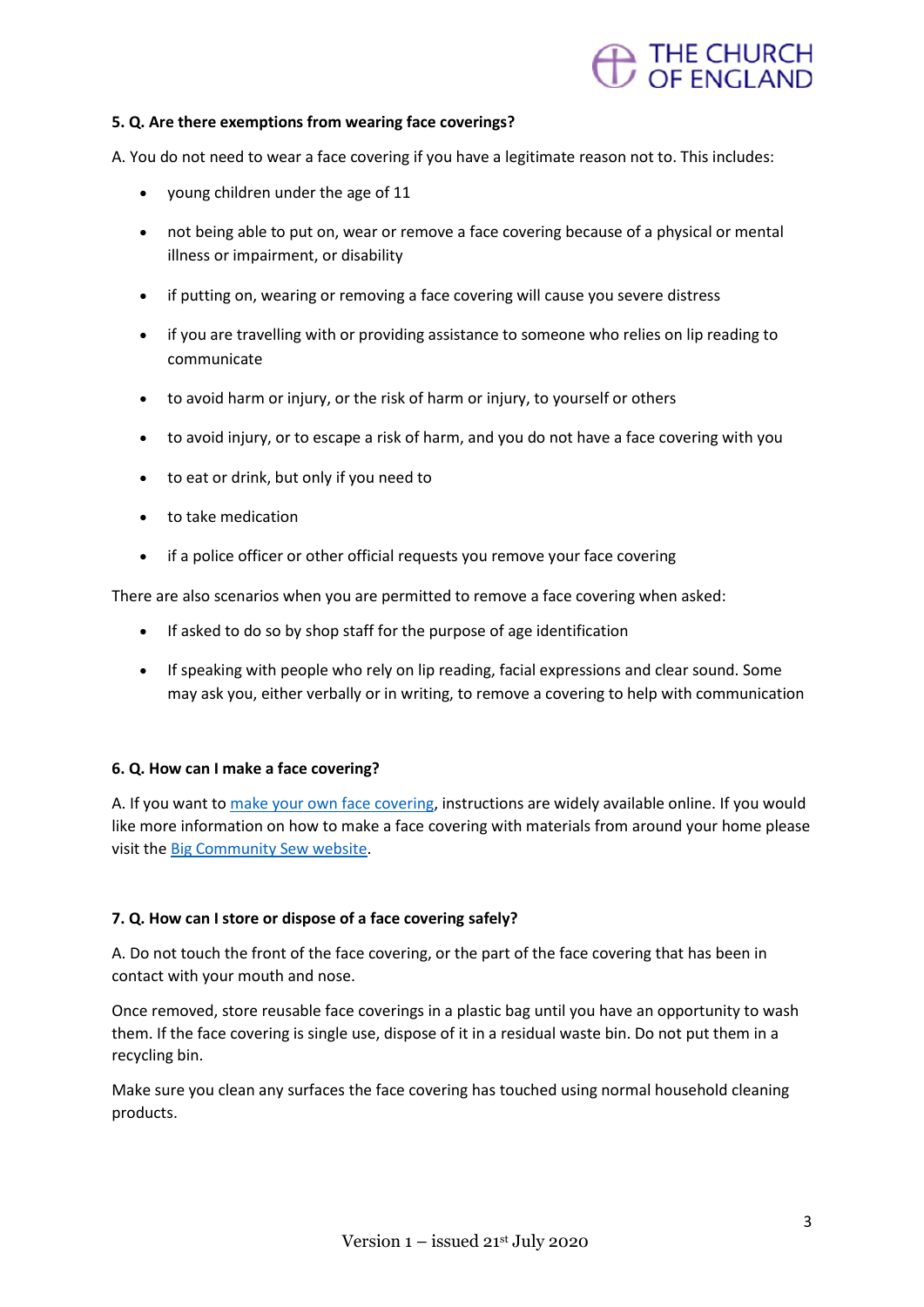**5. Q. Are there exemptions from wearing face coverings?**

A. You do not need to wear a face covering if you have a legitimate reason not to. This includes:

- young children under the age of 11
- not being able to put on, wear or remove a face covering because of a physical or mental illness or impairment, or disability
- if putting on, wearing or removing a face covering will cause you severe distress
- if you are travelling with or providing assistance to someone who relies on lip reading to communicate
- to avoid harm or injury, or the risk of harm or injury, to yourself or others
- to avoid injury, or to escape a risk of harm, and you do not have a face covering with you
- to eat or drink, but only if you need to
- to take medication
- if a police officer or other official requests you remove your face covering

There are also scenarios when you are permitted to remove a face covering when asked:

- If asked to do so by shop staff for the purpose of age identification
- If speaking with people who rely on lip reading, facial expressions and clear sound. Some may ask you, either verbally or in writing, to remove a covering to help with communication

**6. Q. How can I make a face covering?**

A. If you want to make your own face covering, instructions are widely available online. If you would like more information on how to make a face covering with materials from around your home please visit the Big Community Sew website.

**7. Q. How can I store or dispose of a face covering safely?**

A. Do not touch the front of the face covering, or the part of the face covering that has been in contact with your mouth and nose.

Once removed, store reusable face coverings in a plastic bag until you have an opportunity to wash them. If the face covering is single use, dispose of it in a residual waste bin. Do not put them in a recycling bin.

Make sure you clean any surfaces the face covering has touched using normal household cleaning products.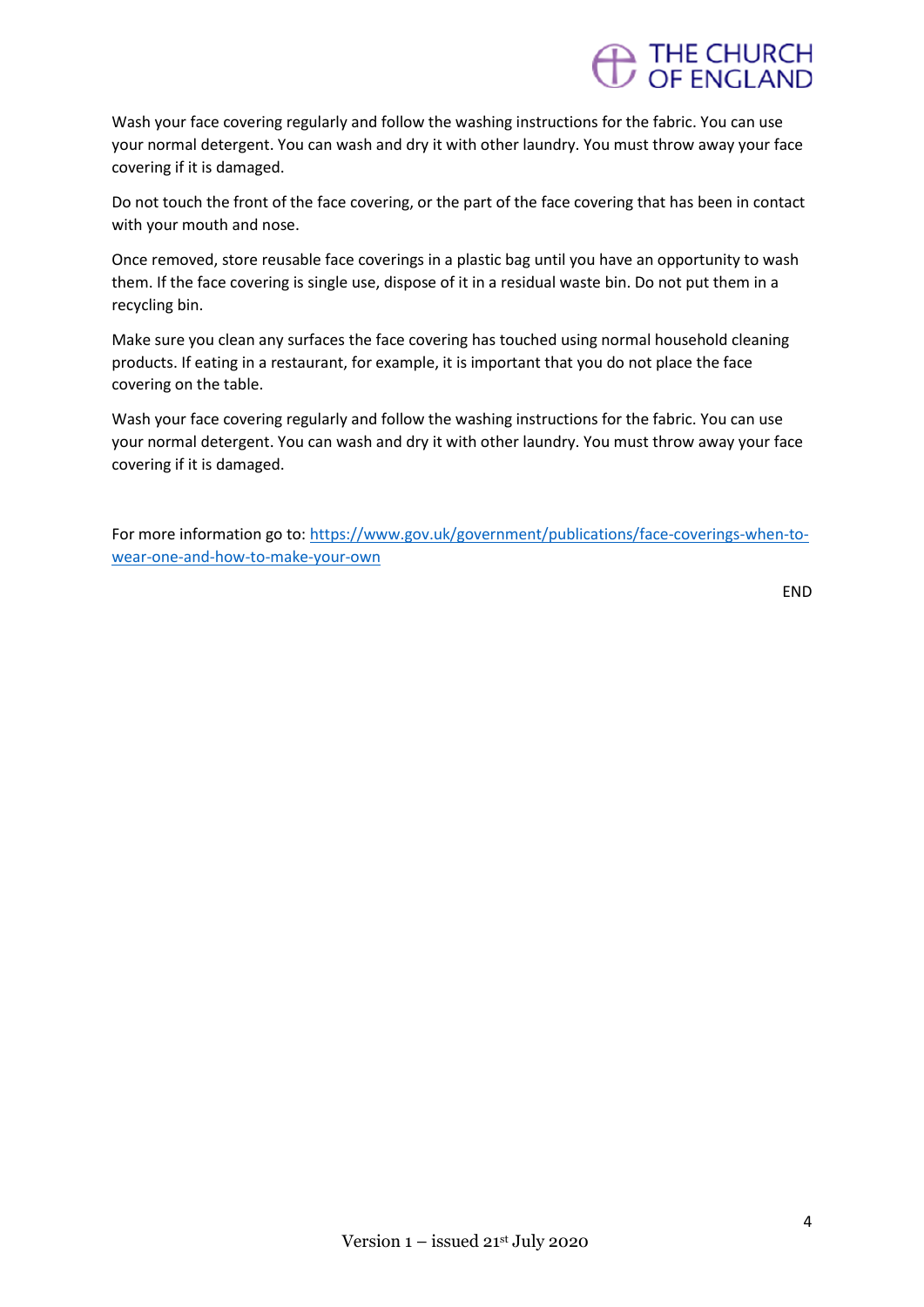Wash your face covering regularly and follow the washing instructions for the fabric. You can use your normal detergent. You can wash and dry it with other laundry. You must throw away your face covering if it is damaged.

Do not touch the front of the face covering, or the part of the face covering that has been in contact with your mouth and nose.

Once removed, store reusable face coverings in a plastic bag until you have an opportunity to wash them. If the face covering is single use, dispose of it in a residual waste bin. Do not put them in a recycling bin.

Make sure you clean any surfaces the face covering has touched using normal household cleaning products. If eating in a restaurant, for example, it is important that you do not place the face covering on the table.

Wash your face covering regularly and follow the washing instructions for the fabric. You can use your normal detergent. You can wash and dry it with other laundry. You must throw away your face covering if it is damaged.

For more information go to: [https://www.gov.uk/government/publications/face-coverings-when-to-wear-one-and-how-to-make-your-own](https://www.gov.uk/government/publications/face-coverings-when-to-wear-one-and-how-to-make-your-own)

END